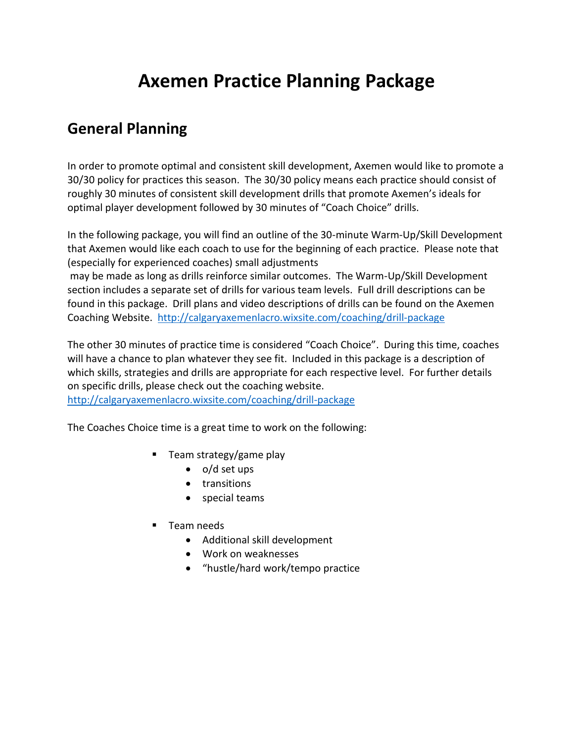# Axemen Practice Planning Package

## General Planning

In order to promote optimal and consistent skill development, Axemen would like to promote a 30/30 policy for practices this season. The 30/30 policy means each practice should consist of roughly 30 minutes of consistent skill development drills that promote Axemen's ideals for optimal player development followed by 30 minutes of "Coach Choice" drills.

In the following package, you will find an outline of the 30-minute Warm-Up/Skill Development that Axemen would like each coach to use for the beginning of each practice. Please note that (especially for experienced coaches) small adjustments may be made as long as drills reinforce similar outcomes. The Warm-Up/Skill Development section includes a separate set of drills for various team levels. Full drill descriptions can be found in this package. Drill plans and video descriptions of drills can be found on the Axemen Coaching Website. http://calgaryaxemenlacro.wixsite.com/coaching/drill-package

The other 30 minutes of practice time is considered "Coach Choice". During this time, coaches will have a chance to plan whatever they see fit. Included in this package is a description of which skills, strategies and drills are appropriate for each respective level. For further details on specific drills, please check out the coaching website. http://calgaryaxemenlacro.wixsite.com/coaching/drill-package

The Coaches Choice time is a great time to work on the following:

- Team strategy/game play
  - o/d set ups
  - transitions
  - special teams
- Team needs
  - Additional skill development
  - Work on weaknesses
  - "hustle/hard work/tempo practice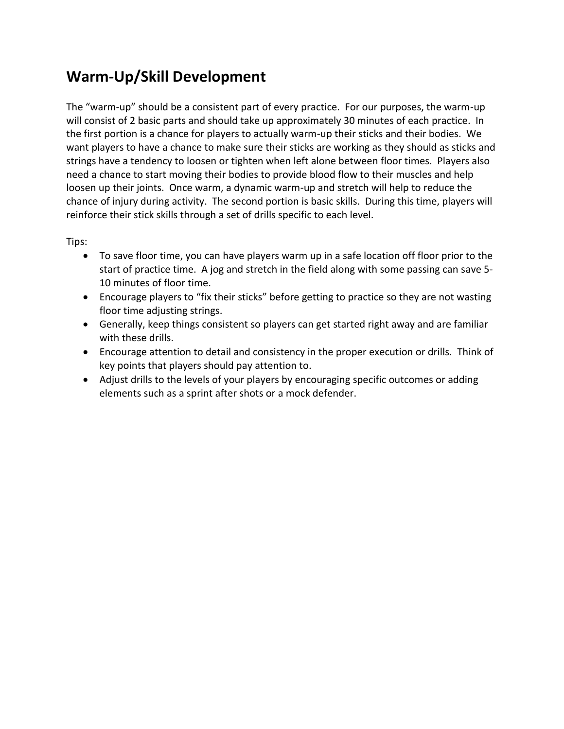## Warm-Up/Skill Development

The "warm-up" should be a consistent part of every practice. For our purposes, the warm-up will consist of 2 basic parts and should take up approximately 30 minutes of each practice. In the first portion is a chance for players to actually warm-up their sticks and their bodies. We want players to have a chance to make sure their sticks are working as they should as sticks and strings have a tendency to loosen or tighten when left alone between floor times. Players also need a chance to start moving their bodies to provide blood flow to their muscles and help loosen up their joints. Once warm, a dynamic warm-up and stretch will help to reduce the chance of injury during activity. The second portion is basic skills. During this time, players will reinforce their stick skills through a set of drills specific to each level.

Tips:

- To save floor time, you can have players warm up in a safe location off floor prior to the start of practice time. A jog and stretch in the field along with some passing can save 5-10 minutes of floor time.
- Encourage players to "fix their sticks" before getting to practice so they are not wasting floor time adjusting strings.
- Generally, keep things consistent so players can get started right away and are familiar with these drills.
- Encourage attention to detail and consistency in the proper execution or drills. Think of key points that players should pay attention to.
- Adjust drills to the levels of your players by encouraging specific outcomes or adding elements such as a sprint after shots or a mock defender.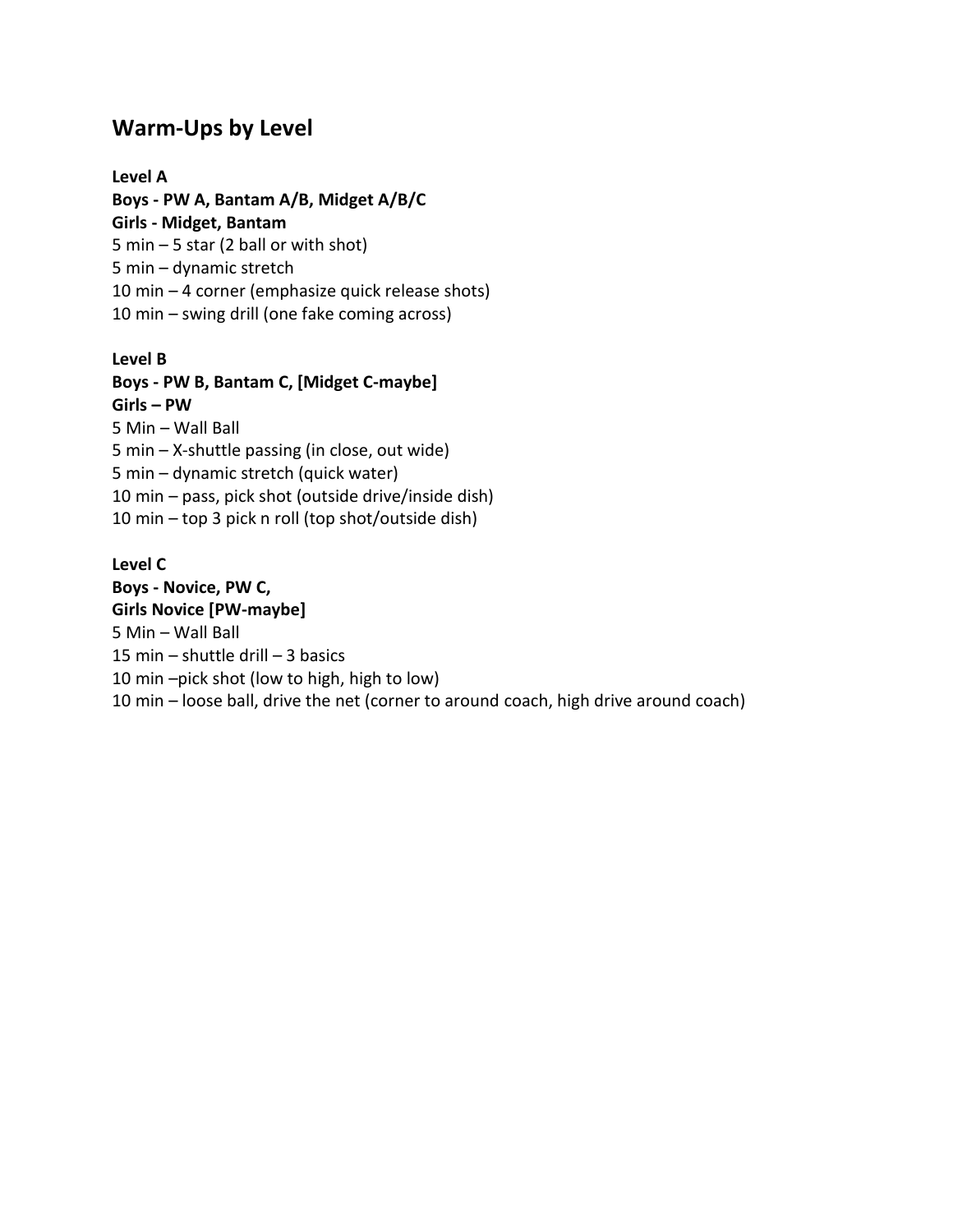## Warm-Ups by Level

**Level A**
**Boys - PW A, Bantam A/B, Midget A/B/C**
**Girls - Midget, Bantam**
5 min – 5 star (2 ball or with shot)
5 min – dynamic stretch
10 min – 4 corner (emphasize quick release shots)
10 min – swing drill (one fake coming across)

**Level B**
**Boys - PW B, Bantam C, [Midget C-maybe]**
**Girls – PW**
5 Min – Wall Ball
5 min – X-shuttle passing (in close, out wide)
5 min – dynamic stretch (quick water)
10 min – pass, pick shot (outside drive/inside dish)
10 min – top 3 pick n roll (top shot/outside dish)

**Level C**
**Boys - Novice, PW C,**
**Girls Novice [PW-maybe]**
5 Min – Wall Ball
15 min – shuttle drill – 3 basics
10 min –pick shot (low to high, high to low)
10 min – loose ball, drive the net (corner to around coach, high drive around coach)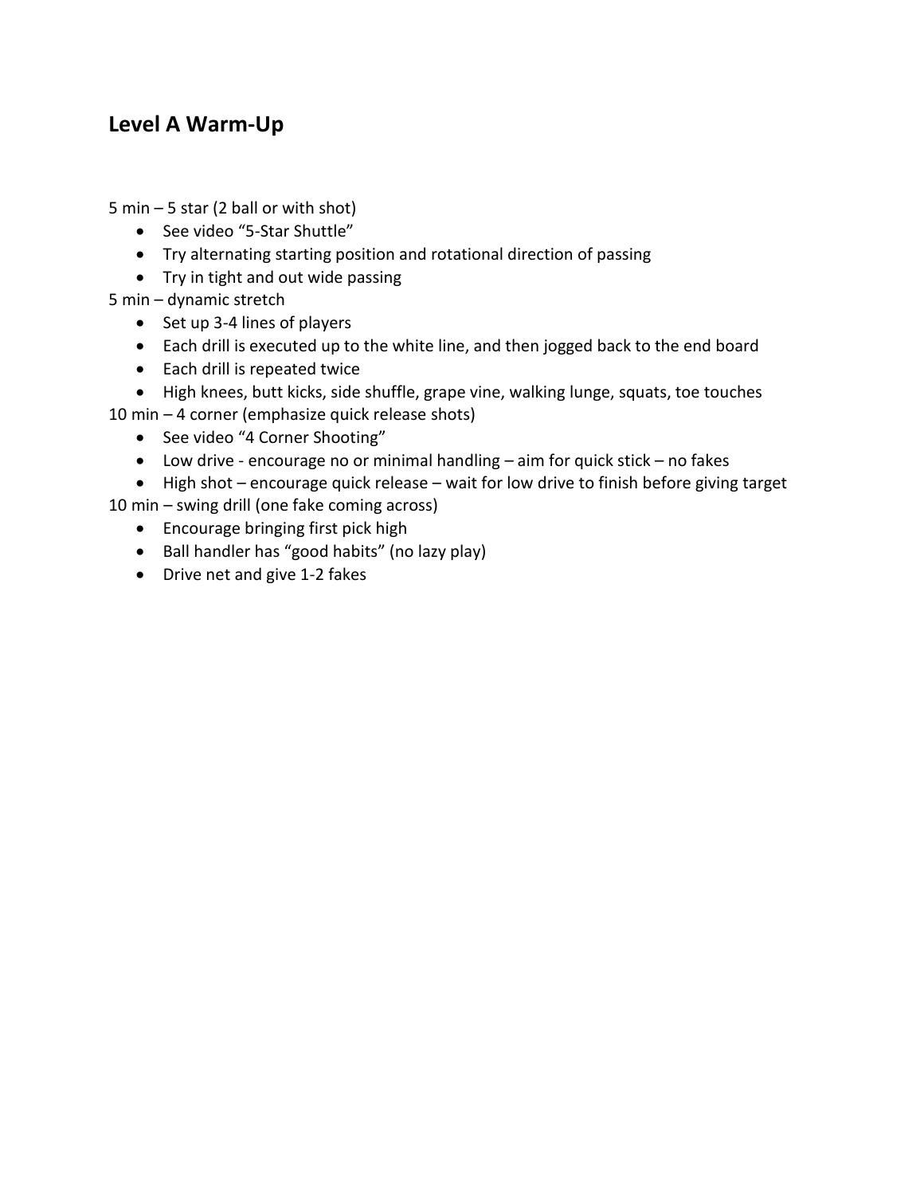## Level A Warm-Up

5 min – 5 star (2 ball or with shot)

- See video "5-Star Shuttle"
- Try alternating starting position and rotational direction of passing
- Try in tight and out wide passing

5 min – dynamic stretch

- Set up 3-4 lines of players
- Each drill is executed up to the white line, and then jogged back to the end board
- Each drill is repeated twice
- High knees, butt kicks, side shuffle, grape vine, walking lunge, squats, toe touches

10 min – 4 corner (emphasize quick release shots)

- See video "4 Corner Shooting"
- Low drive - encourage no or minimal handling – aim for quick stick – no fakes
- High shot – encourage quick release – wait for low drive to finish before giving target

10 min – swing drill (one fake coming across)

- Encourage bringing first pick high
- Ball handler has "good habits" (no lazy play)
- Drive net and give 1-2 fakes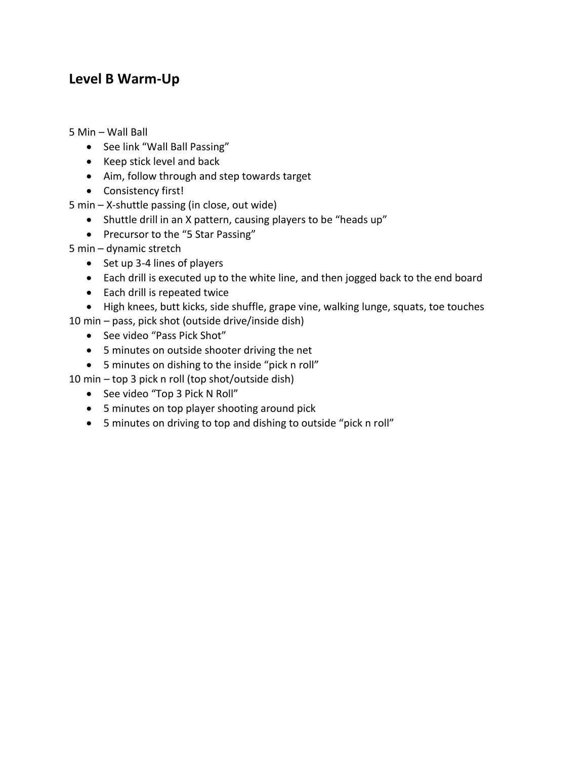## Level B Warm-Up

5 Min – Wall Ball

- See link "Wall Ball Passing"
- Keep stick level and back
- Aim, follow through and step towards target
- Consistency first!

5 min – X-shuttle passing (in close, out wide)

- Shuttle drill in an X pattern, causing players to be "heads up"
- Precursor to the "5 Star Passing"

5 min – dynamic stretch

- Set up 3-4 lines of players
- Each drill is executed up to the white line, and then jogged back to the end board
- Each drill is repeated twice
- High knees, butt kicks, side shuffle, grape vine, walking lunge, squats, toe touches

10 min – pass, pick shot (outside drive/inside dish)

- See video "Pass Pick Shot"
- 5 minutes on outside shooter driving the net
- 5 minutes on dishing to the inside "pick n roll"

10 min – top 3 pick n roll (top shot/outside dish)

- See video "Top 3 Pick N Roll"
- 5 minutes on top player shooting around pick
- 5 minutes on driving to top and dishing to outside "pick n roll"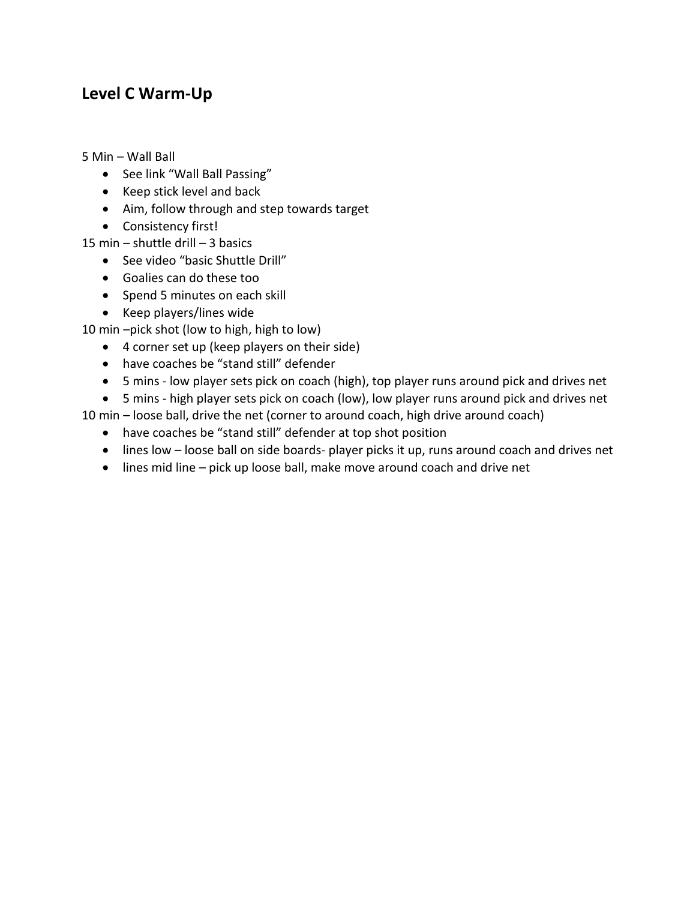## Level C Warm-Up

5 Min – Wall Ball

- See link "Wall Ball Passing"
- Keep stick level and back
- Aim, follow through and step towards target
- Consistency first!

15 min – shuttle drill – 3 basics

- See video "basic Shuttle Drill"
- Goalies can do these too
- Spend 5 minutes on each skill
- Keep players/lines wide

10 min –pick shot (low to high, high to low)

- 4 corner set up (keep players on their side)
- have coaches be "stand still" defender
- 5 mins - low player sets pick on coach (high), top player runs around pick and drives net
- 5 mins - high player sets pick on coach (low), low player runs around pick and drives net

10 min – loose ball, drive the net (corner to around coach, high drive around coach)

- have coaches be "stand still" defender at top shot position
- lines low – loose ball on side boards- player picks it up, runs around coach and drives net
- lines mid line – pick up loose ball, make move around coach and drive net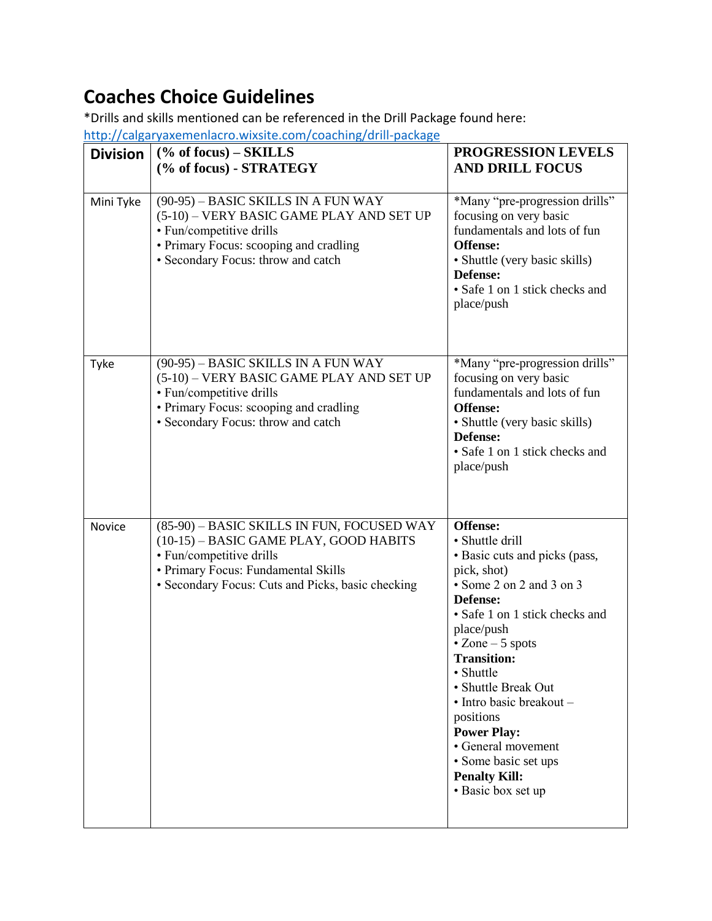# Coaches Choice Guidelines

*Drills and skills mentioned can be referenced in the Drill Package found here: http://calgaryaxemenlacro.wixsite.com/coaching/drill-package

| Division | (% of focus) – SKILLS<br>(% of focus) - STRATEGY | PROGRESSION LEVELS AND DRILL FOCUS |
|---|---|---|
| Mini Tyke | (90-95) – BASIC SKILLS IN A FUN WAY<br>(5-10) – VERY BASIC GAME PLAY AND SET UP<br>• Fun/competitive drills<br>• Primary Focus: scooping and cradling<br>• Secondary Focus: throw and catch | *Many "pre-progression drills" focusing on very basic fundamentals and lots of fun<br>**Offense:**<br>• Shuttle (very basic skills)<br>**Defense:**<br>• Safe 1 on 1 stick checks and place/push |
| Tyke | (90-95) – BASIC SKILLS IN A FUN WAY<br>(5-10) – VERY BASIC GAME PLAY AND SET UP<br>• Fun/competitive drills<br>• Primary Focus: scooping and cradling<br>• Secondary Focus: throw and catch | *Many "pre-progression drills" focusing on very basic fundamentals and lots of fun<br>**Offense:**<br>• Shuttle (very basic skills)<br>**Defense:**<br>• Safe 1 on 1 stick checks and place/push |
| Novice | (85-90) – BASIC SKILLS IN FUN, FOCUSED WAY<br>(10-15) – BASIC GAME PLAY, GOOD HABITS<br>• Fun/competitive drills<br>• Primary Focus: Fundamental Skills<br>• Secondary Focus: Cuts and Picks, basic checking | **Offense:**<br>• Shuttle drill<br>• Basic cuts and picks (pass, pick, shot)<br>• Some 2 on 2 and 3 on 3<br>**Defense:**<br>• Safe 1 on 1 stick checks and place/push<br>• Zone – 5 spots<br>**Transition:**<br>• Shuttle<br>• Shuttle Break Out<br>• Intro basic breakout – positions<br>**Power Play:**<br>• General movement<br>• Some basic set ups<br>**Penalty Kill:**<br>• Basic box set up |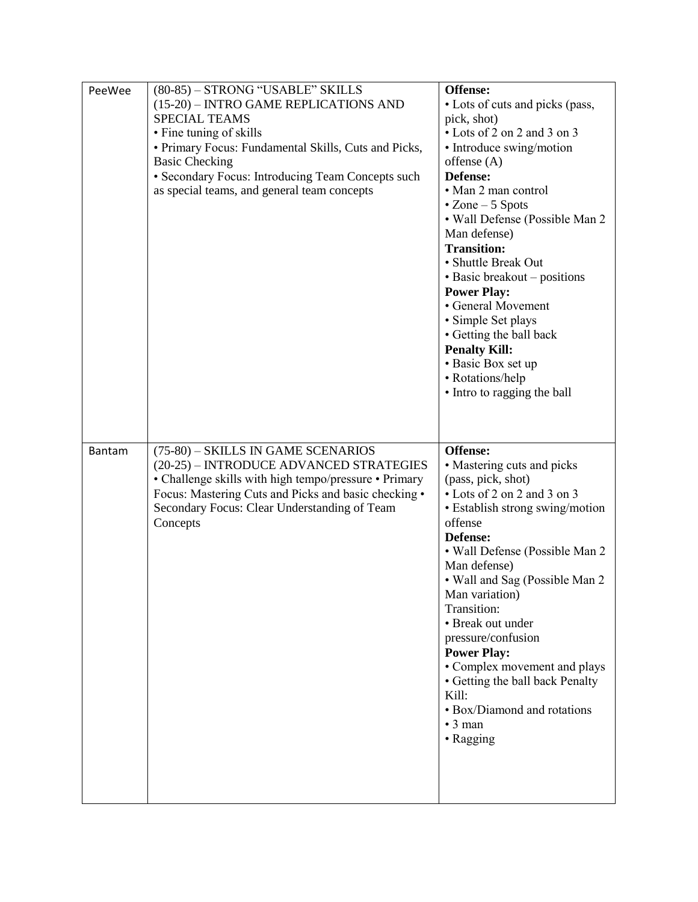| | | |
|---|---|---|
| PeeWee | (80-85) – STRONG "USABLE" SKILLS<br>(15-20) – INTRO GAME REPLICATIONS AND SPECIAL TEAMS<br>• Fine tuning of skills<br>• Primary Focus: Fundamental Skills, Cuts and Picks, Basic Checking<br>• Secondary Focus: Introducing Team Concepts such as special teams, and general team concepts | **Offense:**<br>• Lots of cuts and picks (pass, pick, shot)<br>• Lots of 2 on 2 and 3 on 3<br>• Introduce swing/motion offense (A)<br>**Defense:**<br>• Man 2 man control<br>• Zone – 5 Spots<br>• Wall Defense (Possible Man 2 Man defense)<br>**Transition:**<br>• Shuttle Break Out<br>• Basic breakout – positions<br>**Power Play:**<br>• General Movement<br>• Simple Set plays<br>• Getting the ball back<br>**Penalty Kill:**<br>• Basic Box set up<br>• Rotations/help<br>• Intro to ragging the ball |
| Bantam | (75-80) – SKILLS IN GAME SCENARIOS<br>(20-25) – INTRODUCE ADVANCED STRATEGIES<br>• Challenge skills with high tempo/pressure • Primary Focus: Mastering Cuts and Picks and basic checking • Secondary Focus: Clear Understanding of Team Concepts | **Offense:**<br>• Mastering cuts and picks (pass, pick, shot)<br>• Lots of 2 on 2 and 3 on 3<br>• Establish strong swing/motion offense<br>**Defense:**<br>• Wall Defense (Possible Man 2 Man defense)<br>• Wall and Sag (Possible Man 2 Man variation)<br>Transition:<br>• Break out under pressure/confusion<br>**Power Play:**<br>• Complex movement and plays<br>• Getting the ball back Penalty Kill:<br>• Box/Diamond and rotations<br>• 3 man<br>• Ragging |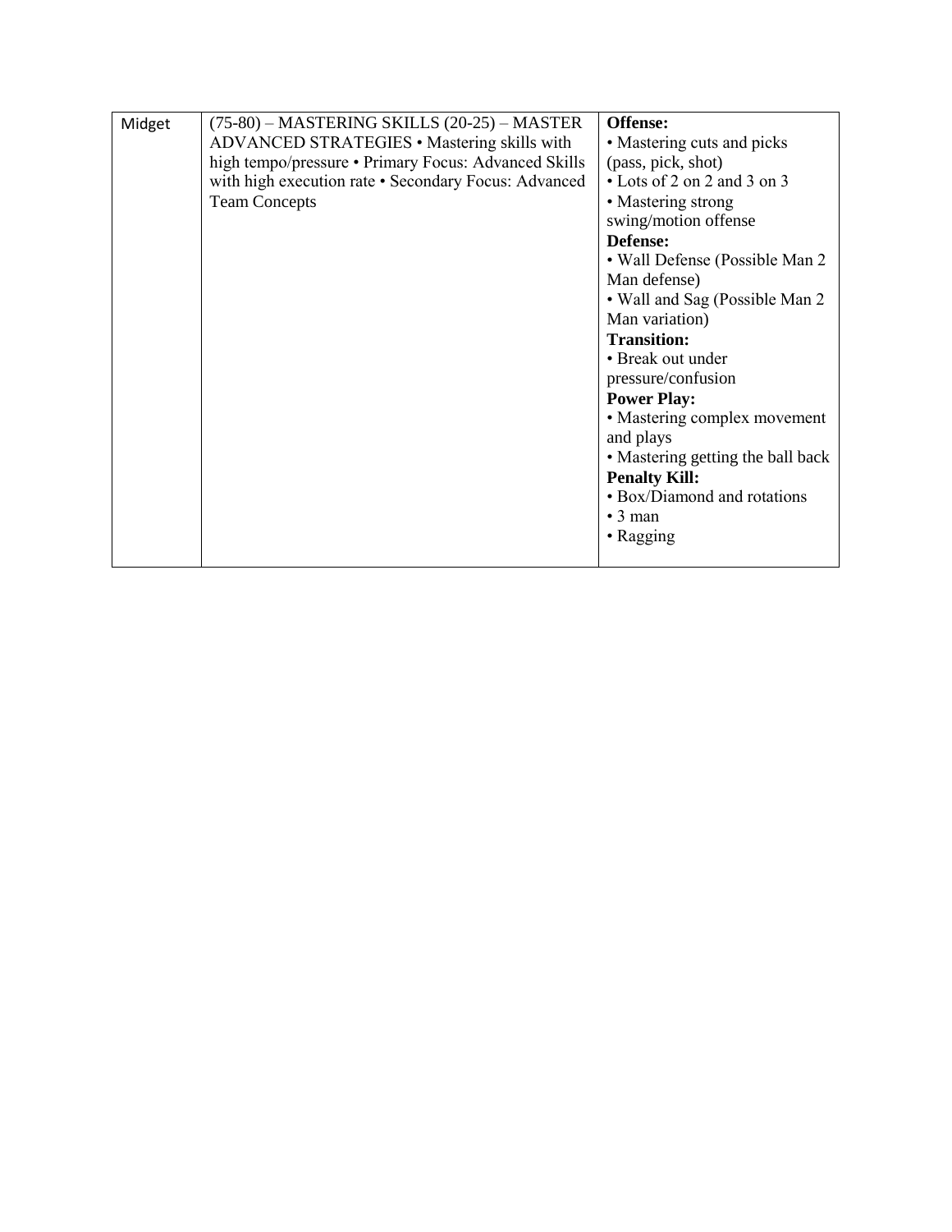| | | |
|---|---|---|
| Midget | (75-80) – MASTERING SKILLS (20-25) – MASTER ADVANCED STRATEGIES • Mastering skills with high tempo/pressure • Primary Focus: Advanced Skills with high execution rate • Secondary Focus: Advanced Team Concepts | **Offense:**<br>• Mastering cuts and picks (pass, pick, shot)<br>• Lots of 2 on 2 and 3 on 3<br>• Mastering strong swing/motion offense<br>**Defense:**<br>• Wall Defense (Possible Man 2 Man defense)<br>• Wall and Sag (Possible Man 2 Man variation)<br>**Transition:**<br>• Break out under pressure/confusion<br>**Power Play:**<br>• Mastering complex movement and plays<br>• Mastering getting the ball back<br>**Penalty Kill:**<br>• Box/Diamond and rotations<br>• 3 man<br>• Ragging |